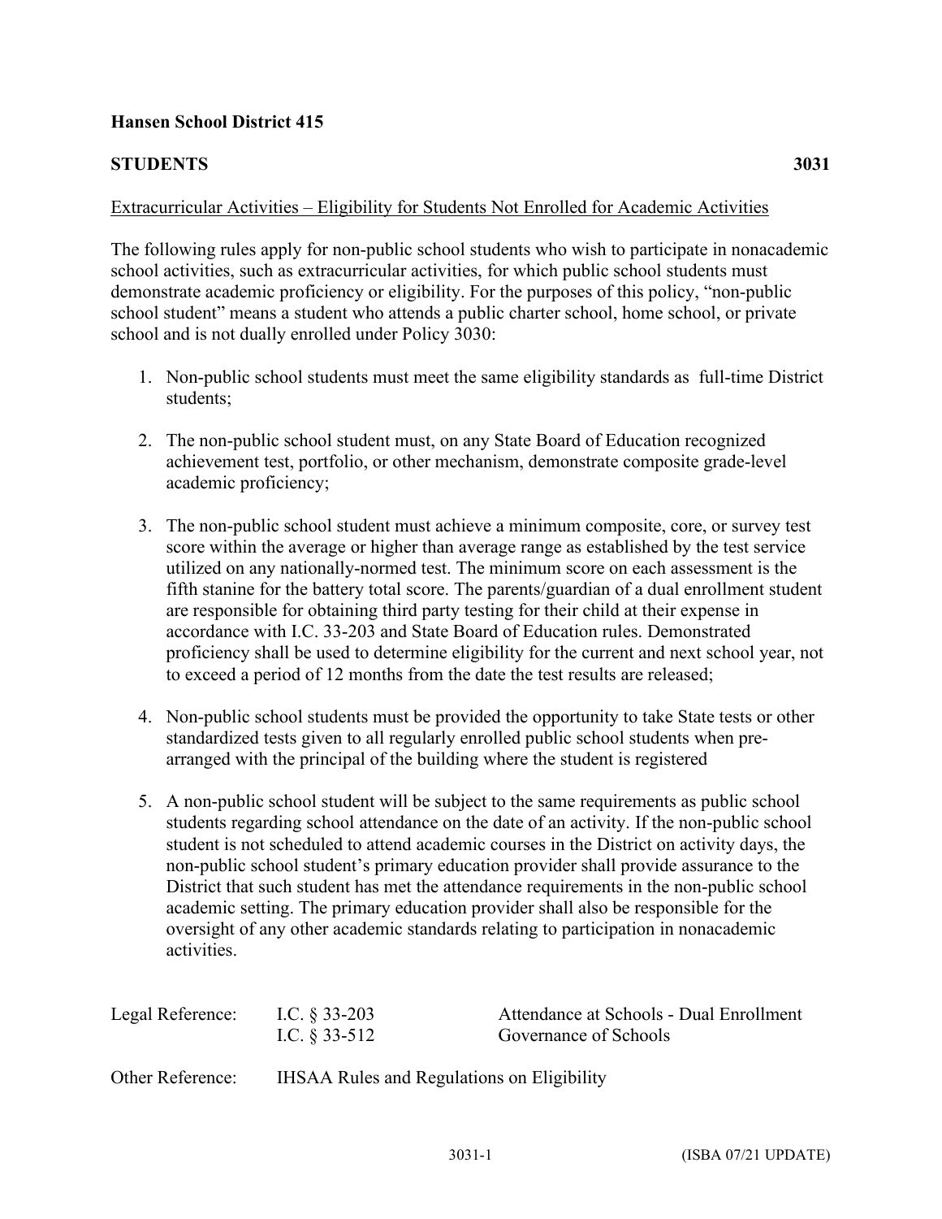**Hansen School District 415**

**STUDENTS** **3031**

Extracurricular Activities – Eligibility for Students Not Enrolled for Academic Activities

The following rules apply for non-public school students who wish to participate in nonacademic school activities, such as extracurricular activities, for which public school students must demonstrate academic proficiency or eligibility. For the purposes of this policy, "non-public school student" means a student who attends a public charter school, home school, or private school and is not dually enrolled under Policy 3030:

1. Non-public school students must meet the same eligibility standards as full-time District students;

2. The non-public school student must, on any State Board of Education recognized achievement test, portfolio, or other mechanism, demonstrate composite grade-level academic proficiency;

3. The non-public school student must achieve a minimum composite, core, or survey test score within the average or higher than average range as established by the test service utilized on any nationally-normed test. The minimum score on each assessment is the fifth stanine for the battery total score. The parents/guardian of a dual enrollment student are responsible for obtaining third party testing for their child at their expense in accordance with I.C. 33-203 and State Board of Education rules. Demonstrated proficiency shall be used to determine eligibility for the current and next school year, not to exceed a period of 12 months from the date the test results are released;

4. Non-public school students must be provided the opportunity to take State tests or other standardized tests given to all regularly enrolled public school students when pre-arranged with the principal of the building where the student is registered

5. A non-public school student will be subject to the same requirements as public school students regarding school attendance on the date of an activity. If the non-public school student is not scheduled to attend academic courses in the District on activity days, the non-public school student's primary education provider shall provide assurance to the District that such student has met the attendance requirements in the non-public school academic setting. The primary education provider shall also be responsible for the oversight of any other academic standards relating to participation in nonacademic activities.

| Legal Reference: | I.C. § 33-203 | Attendance at Schools - Dual Enrollment |
|---|---|---|
| | I.C. § 33-512 | Governance of Schools |

Other Reference: IHSAA Rules and Regulations on Eligibility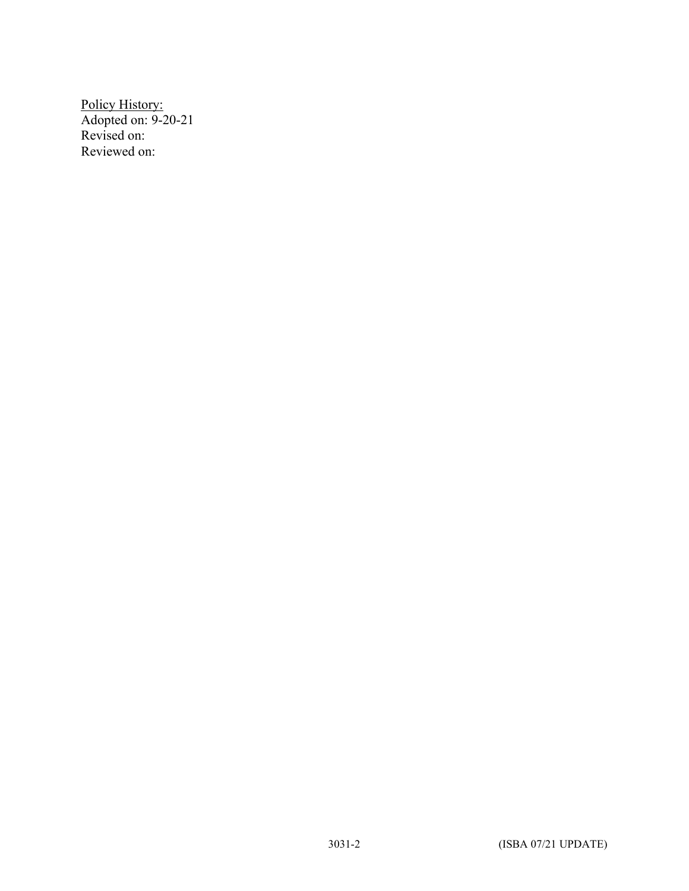Policy History:
Adopted on: 9-20-21
Revised on:
Reviewed on: